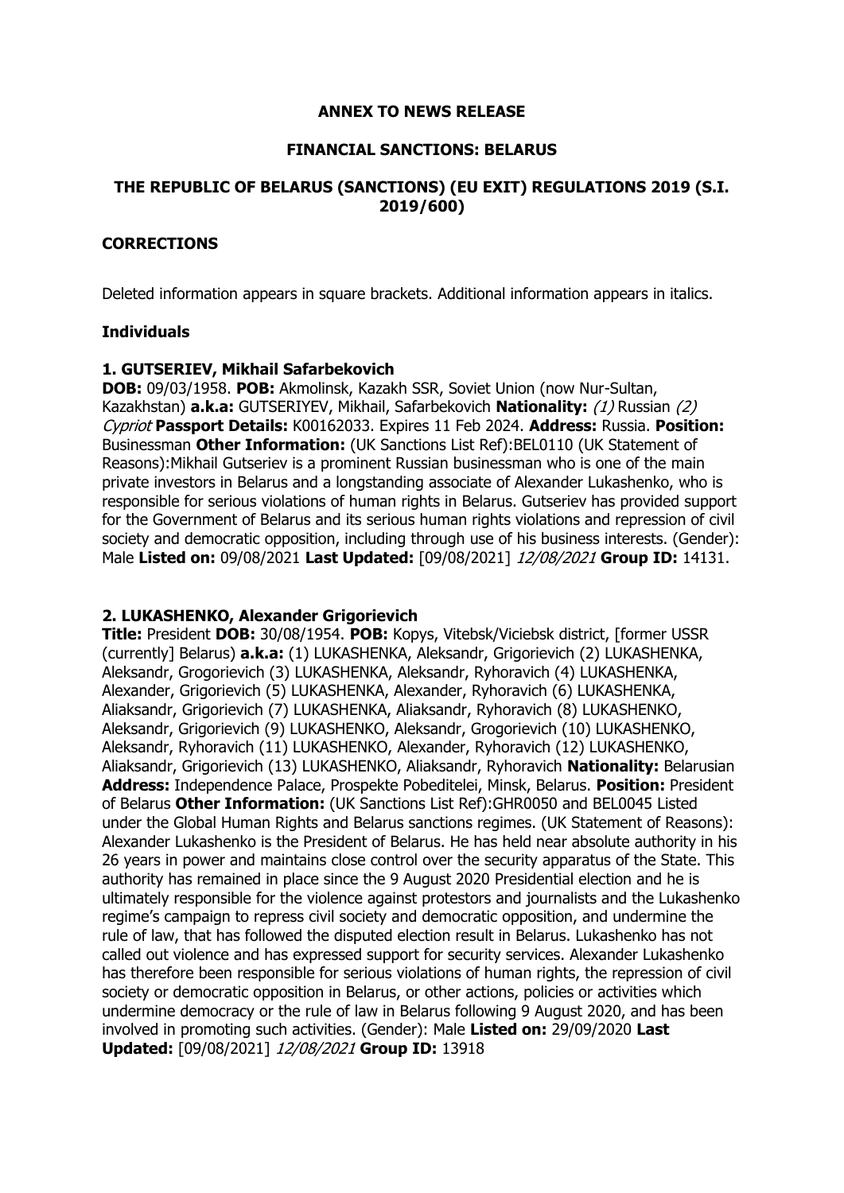**ANNEX TO NEWS RELEASE**

**FINANCIAL SANCTIONS: BELARUS**

**THE REPUBLIC OF BELARUS (SANCTIONS) (EU EXIT) REGULATIONS 2019 (S.I. 2019/600)**

**CORRECTIONS**

Deleted information appears in square brackets. Additional information appears in italics.

**Individuals**

**1. GUTSERIEV, Mikhail Safarbekovich**
**DOB:** 09/03/1958. **POB:** Akmolinsk, Kazakh SSR, Soviet Union (now Nur-Sultan, Kazakhstan) **a.k.a:** GUTSERIYEV, Mikhail, Safarbekovich **Nationality:** *(1)* Russian *(2) Cypriot* **Passport Details:** K00162033. Expires 11 Feb 2024. **Address:** Russia. **Position:** Businessman **Other Information:** (UK Sanctions List Ref):BEL0110 (UK Statement of Reasons):Mikhail Gutseriev is a prominent Russian businessman who is one of the main private investors in Belarus and a longstanding associate of Alexander Lukashenko, who is responsible for serious violations of human rights in Belarus. Gutseriev has provided support for the Government of Belarus and its serious human rights violations and repression of civil society and democratic opposition, including through use of his business interests. (Gender): Male **Listed on:** 09/08/2021 **Last Updated:** [09/08/2021] *12/08/2021* **Group ID:** 14131.

**2. LUKASHENKO, Alexander Grigorievich**
**Title:** President **DOB:** 30/08/1954. **POB:** Kopys, Vitebsk/Viciebsk district, [former USSR (currently] Belarus) **a.k.a:** (1) LUKASHENKA, Aleksandr, Grigorievich (2) LUKASHENKA, Aleksandr, Grogorievich (3) LUKASHENKA, Aleksandr, Ryhoravich (4) LUKASHENKA, Alexander, Grigorievich (5) LUKASHENKA, Alexander, Ryhoravich (6) LUKASHENKA, Aliaksandr, Grigorievich (7) LUKASHENKA, Aliaksandr, Ryhoravich (8) LUKASHENKO, Aleksandr, Grigorievich (9) LUKASHENKO, Aleksandr, Grogorievich (10) LUKASHENKO, Aleksandr, Ryhoravich (11) LUKASHENKO, Alexander, Ryhoravich (12) LUKASHENKO, Aliaksandr, Grigorievich (13) LUKASHENKO, Aliaksandr, Ryhoravich **Nationality:** Belarusian **Address:** Independence Palace, Prospekte Pobeditelei, Minsk, Belarus. **Position:** President of Belarus **Other Information:** (UK Sanctions List Ref):GHR0050 and BEL0045 Listed under the Global Human Rights and Belarus sanctions regimes. (UK Statement of Reasons): Alexander Lukashenko is the President of Belarus. He has held near absolute authority in his 26 years in power and maintains close control over the security apparatus of the State. This authority has remained in place since the 9 August 2020 Presidential election and he is ultimately responsible for the violence against protestors and journalists and the Lukashenko regime's campaign to repress civil society and democratic opposition, and undermine the rule of law, that has followed the disputed election result in Belarus. Lukashenko has not called out violence and has expressed support for security services. Alexander Lukashenko has therefore been responsible for serious violations of human rights, the repression of civil society or democratic opposition in Belarus, or other actions, policies or activities which undermine democracy or the rule of law in Belarus following 9 August 2020, and has been involved in promoting such activities. (Gender): Male **Listed on:** 29/09/2020 **Last Updated:** [09/08/2021] *12/08/2021* **Group ID:** 13918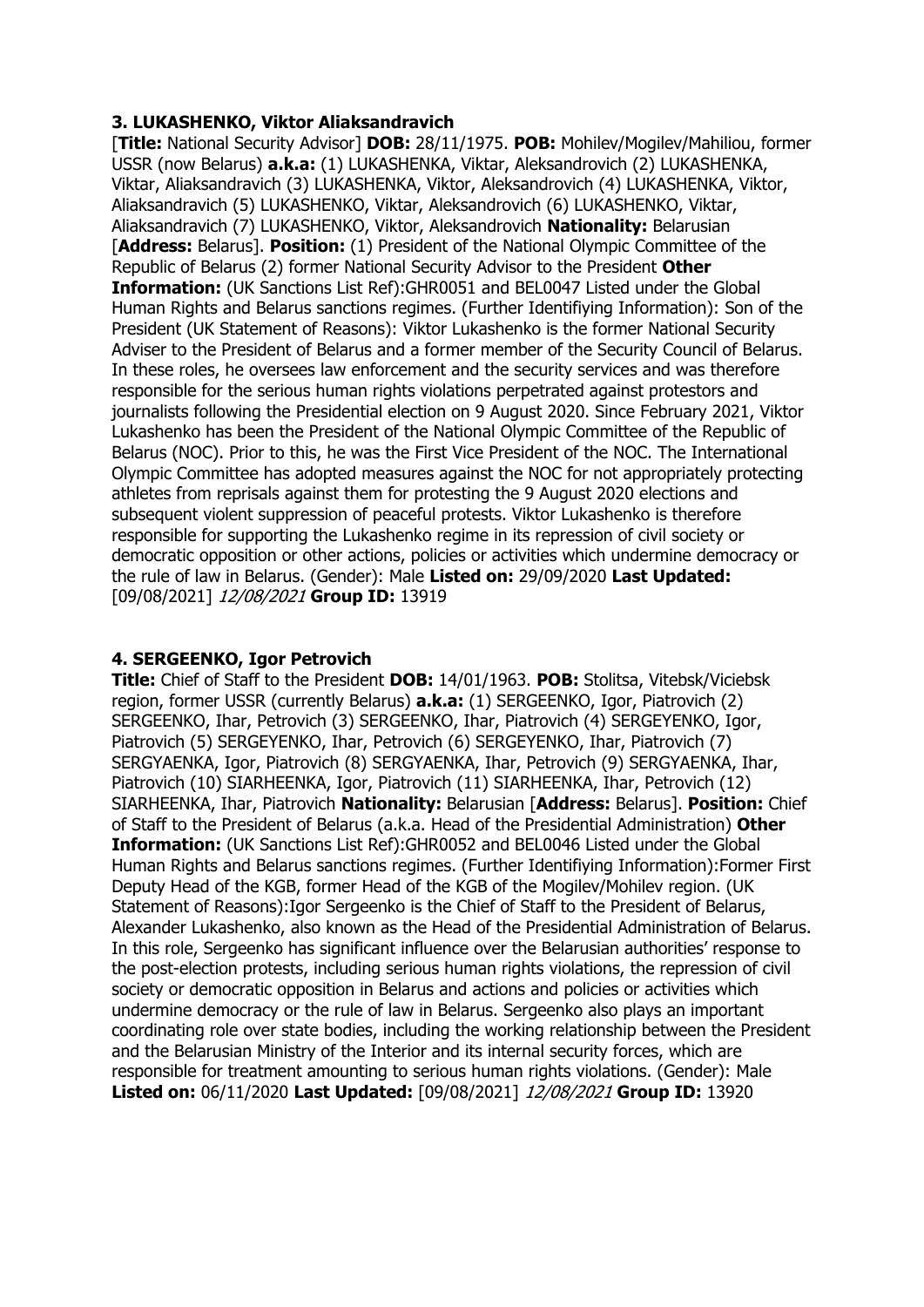### 3. LUKASHENKO, Viktor Aliaksandravich

[**Title:** National Security Advisor] **DOB:** 28/11/1975. **POB:** Mohilev/Mogilev/Mahiliou, former USSR (now Belarus) **a.k.a:** (1) LUKASHENKA, Viktar, Aleksandrovich (2) LUKASHENKA, Viktar, Aliaksandravich (3) LUKASHENKA, Viktor, Aleksandrovich (4) LUKASHENKA, Viktor, Aliaksandravich (5) LUKASHENKO, Viktar, Aleksandrovich (6) LUKASHENKO, Viktar, Aliaksandravich (7) LUKASHENKO, Viktor, Aleksandrovich **Nationality:** Belarusian [**Address:** Belarus]. **Position:** (1) President of the National Olympic Committee of the Republic of Belarus (2) former National Security Advisor to the President **Other Information:** (UK Sanctions List Ref):GHR0051 and BEL0047 Listed under the Global Human Rights and Belarus sanctions regimes. (Further Identifiying Information): Son of the President (UK Statement of Reasons): Viktor Lukashenko is the former National Security Adviser to the President of Belarus and a former member of the Security Council of Belarus. In these roles, he oversees law enforcement and the security services and was therefore responsible for the serious human rights violations perpetrated against protestors and journalists following the Presidential election on 9 August 2020. Since February 2021, Viktor Lukashenko has been the President of the National Olympic Committee of the Republic of Belarus (NOC). Prior to this, he was the First Vice President of the NOC. The International Olympic Committee has adopted measures against the NOC for not appropriately protecting athletes from reprisals against them for protesting the 9 August 2020 elections and subsequent violent suppression of peaceful protests. Viktor Lukashenko is therefore responsible for supporting the Lukashenko regime in its repression of civil society or democratic opposition or other actions, policies or activities which undermine democracy or the rule of law in Belarus. (Gender): Male **Listed on:** 29/09/2020 **Last Updated:** [09/08/2021] *12/08/2021* **Group ID:** 13919

### 4. SERGEENKO, Igor Petrovich

**Title:** Chief of Staff to the President **DOB:** 14/01/1963. **POB:** Stolitsa, Vitebsk/Viciebsk region, former USSR (currently Belarus) **a.k.a:** (1) SERGEENKO, Igor, Piatrovich (2) SERGEENKO, Ihar, Petrovich (3) SERGEENKO, Ihar, Piatrovich (4) SERGEYENKO, Igor, Piatrovich (5) SERGEYENKO, Ihar, Petrovich (6) SERGEYENKO, Ihar, Piatrovich (7) SERGYAENKA, Igor, Piatrovich (8) SERGYAENKA, Ihar, Petrovich (9) SERGYAENKA, Ihar, Piatrovich (10) SIARHEENKA, Igor, Piatrovich (11) SIARHEENKA, Ihar, Petrovich (12) SIARHEENKA, Ihar, Piatrovich **Nationality:** Belarusian [**Address:** Belarus]. **Position:** Chief of Staff to the President of Belarus (a.k.a. Head of the Presidential Administration) **Other Information:** (UK Sanctions List Ref):GHR0052 and BEL0046 Listed under the Global Human Rights and Belarus sanctions regimes. (Further Identifiying Information):Former First Deputy Head of the KGB, former Head of the KGB of the Mogilev/Mohilev region. (UK Statement of Reasons):Igor Sergeenko is the Chief of Staff to the President of Belarus, Alexander Lukashenko, also known as the Head of the Presidential Administration of Belarus. In this role, Sergeenko has significant influence over the Belarusian authorities' response to the post-election protests, including serious human rights violations, the repression of civil society or democratic opposition in Belarus and actions and policies or activities which undermine democracy or the rule of law in Belarus. Sergeenko also plays an important coordinating role over state bodies, including the working relationship between the President and the Belarusian Ministry of the Interior and its internal security forces, which are responsible for treatment amounting to serious human rights violations. (Gender): Male **Listed on:** 06/11/2020 **Last Updated:** [09/08/2021] *12/08/2021* **Group ID:** 13920